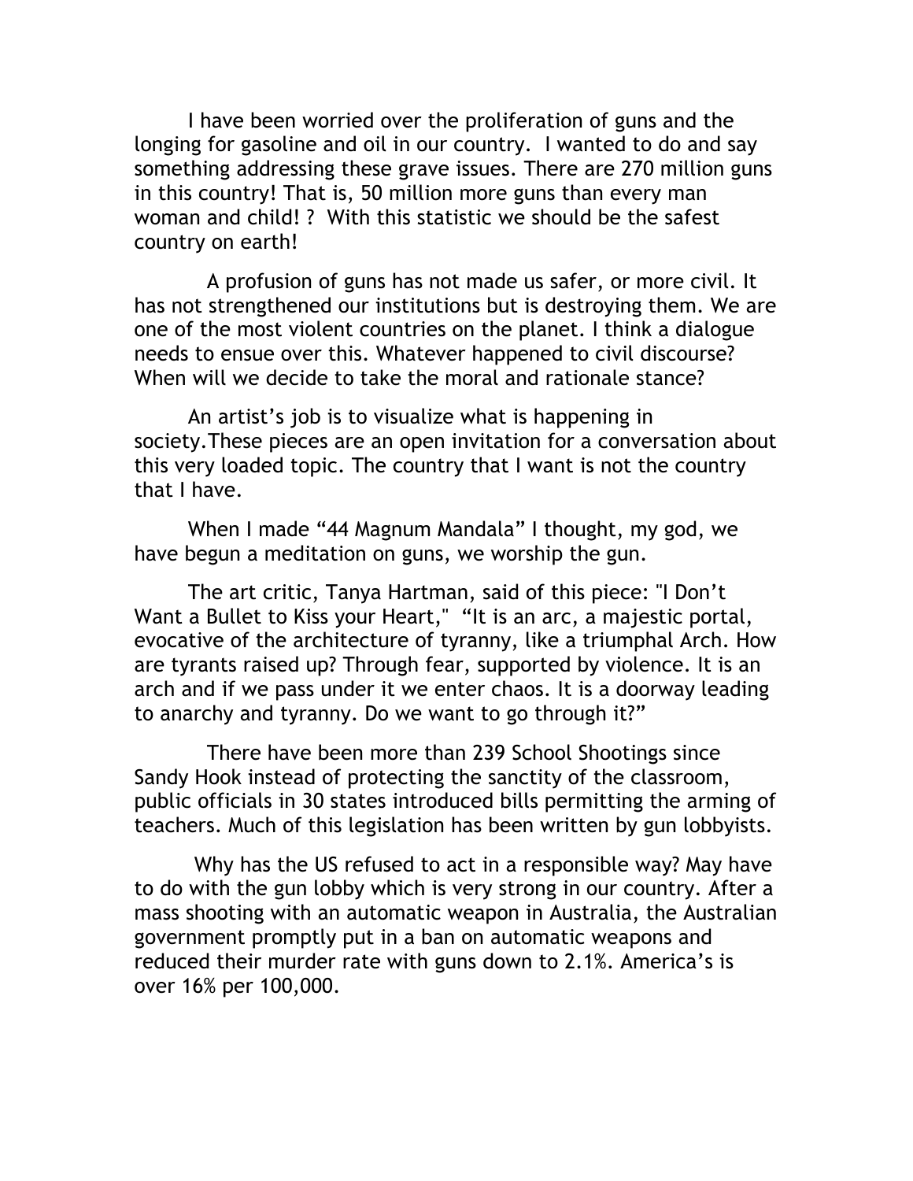I have been worried over the proliferation of guns and the longing for gasoline and oil in our country. I wanted to do and say something addressing these grave issues. There are 270 million guns in this country! That is, 50 million more guns than every man woman and child! ? With this statistic we should be the safest country on earth!

A profusion of guns has not made us safer, or more civil. It has not strengthened our institutions but is destroying them. We are one of the most violent countries on the planet. I think a dialogue needs to ensue over this. Whatever happened to civil discourse? When will we decide to take the moral and rationale stance?

An artist's job is to visualize what is happening in society.These pieces are an open invitation for a conversation about this very loaded topic. The country that I want is not the country that I have.

When I made "44 Magnum Mandala" I thought, my god, we have begun a meditation on guns, we worship the gun.

The art critic, Tanya Hartman, said of this piece: "I Don't Want a Bullet to Kiss your Heart," "It is an arc, a majestic portal, evocative of the architecture of tyranny, like a triumphal Arch. How are tyrants raised up? Through fear, supported by violence. It is an arch and if we pass under it we enter chaos. It is a doorway leading to anarchy and tyranny. Do we want to go through it?"

There have been more than 239 School Shootings since Sandy Hook instead of protecting the sanctity of the classroom, public officials in 30 states introduced bills permitting the arming of teachers. Much of this legislation has been written by gun lobbyists.

Why has the US refused to act in a responsible way? May have to do with the gun lobby which is very strong in our country. After a mass shooting with an automatic weapon in Australia, the Australian government promptly put in a ban on automatic weapons and reduced their murder rate with guns down to 2.1%. America's is over 16% per 100,000.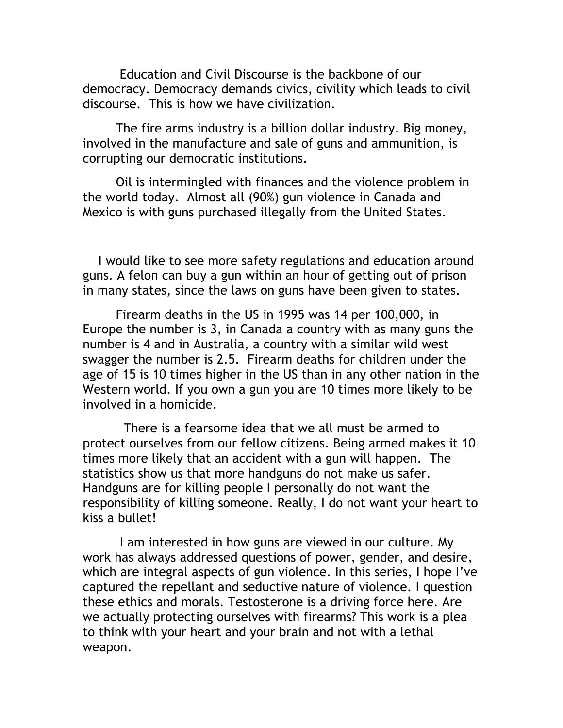Education and Civil Discourse is the backbone of our democracy. Democracy demands civics, civility which leads to civil discourse. This is how we have civilization.

The fire arms industry is a billion dollar industry. Big money, involved in the manufacture and sale of guns and ammunition, is corrupting our democratic institutions.

Oil is intermingled with finances and the violence problem in the world today. Almost all (90%) gun violence in Canada and Mexico is with guns purchased illegally from the United States.

I would like to see more safety regulations and education around guns. A felon can buy a gun within an hour of getting out of prison in many states, since the laws on guns have been given to states.

Firearm deaths in the US in 1995 was 14 per 100,000, in Europe the number is 3, in Canada a country with as many guns the number is 4 and in Australia, a country with a similar wild west swagger the number is 2.5. Firearm deaths for children under the age of 15 is 10 times higher in the US than in any other nation in the Western world. If you own a gun you are 10 times more likely to be involved in a homicide.

There is a fearsome idea that we all must be armed to protect ourselves from our fellow citizens. Being armed makes it 10 times more likely that an accident with a gun will happen. The statistics show us that more handguns do not make us safer. Handguns are for killing people I personally do not want the responsibility of killing someone. Really, I do not want your heart to kiss a bullet!

I am interested in how guns are viewed in our culture. My work has always addressed questions of power, gender, and desire, which are integral aspects of gun violence. In this series, I hope I've captured the repellant and seductive nature of violence. I question these ethics and morals. Testosterone is a driving force here. Are we actually protecting ourselves with firearms? This work is a plea to think with your heart and your brain and not with a lethal weapon.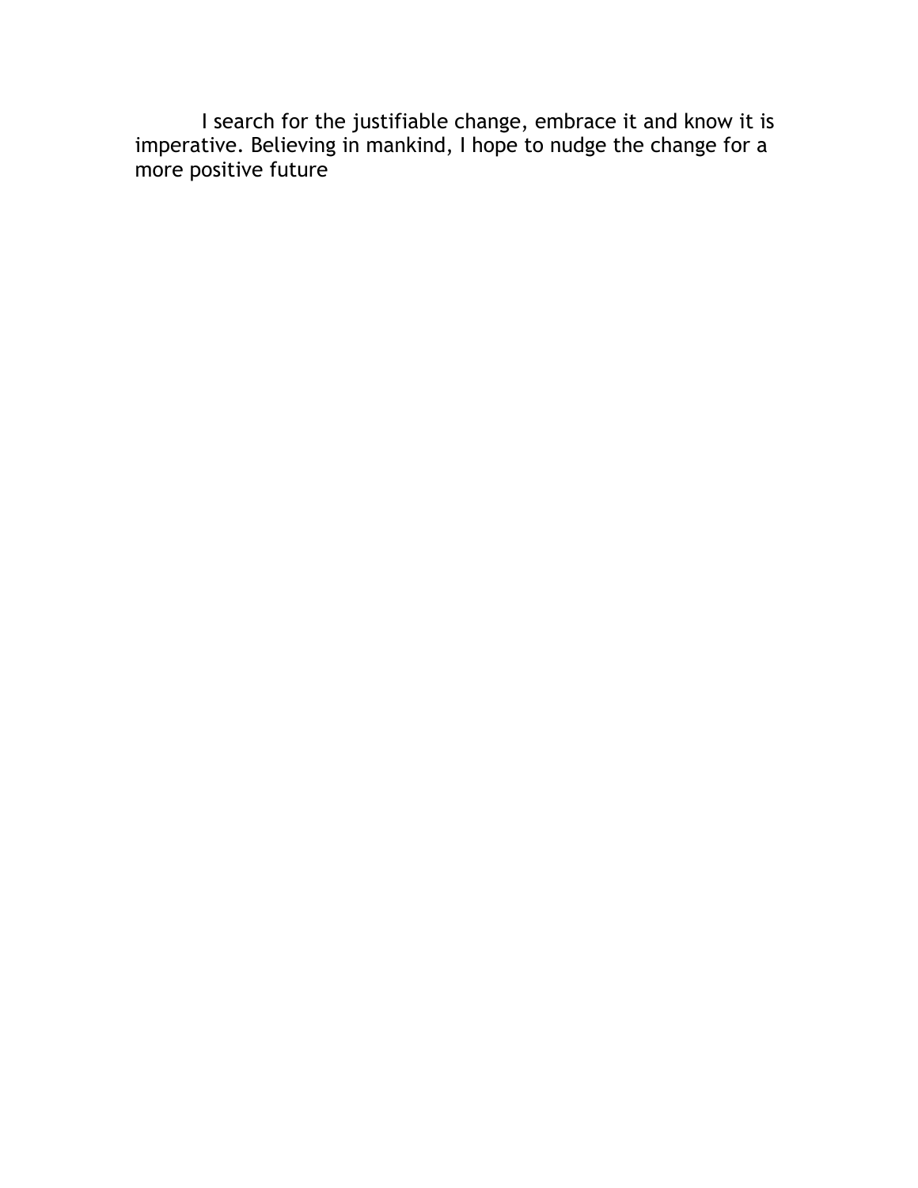I search for the justifiable change, embrace it and know it is imperative. Believing in mankind, I hope to nudge the change for a more positive future